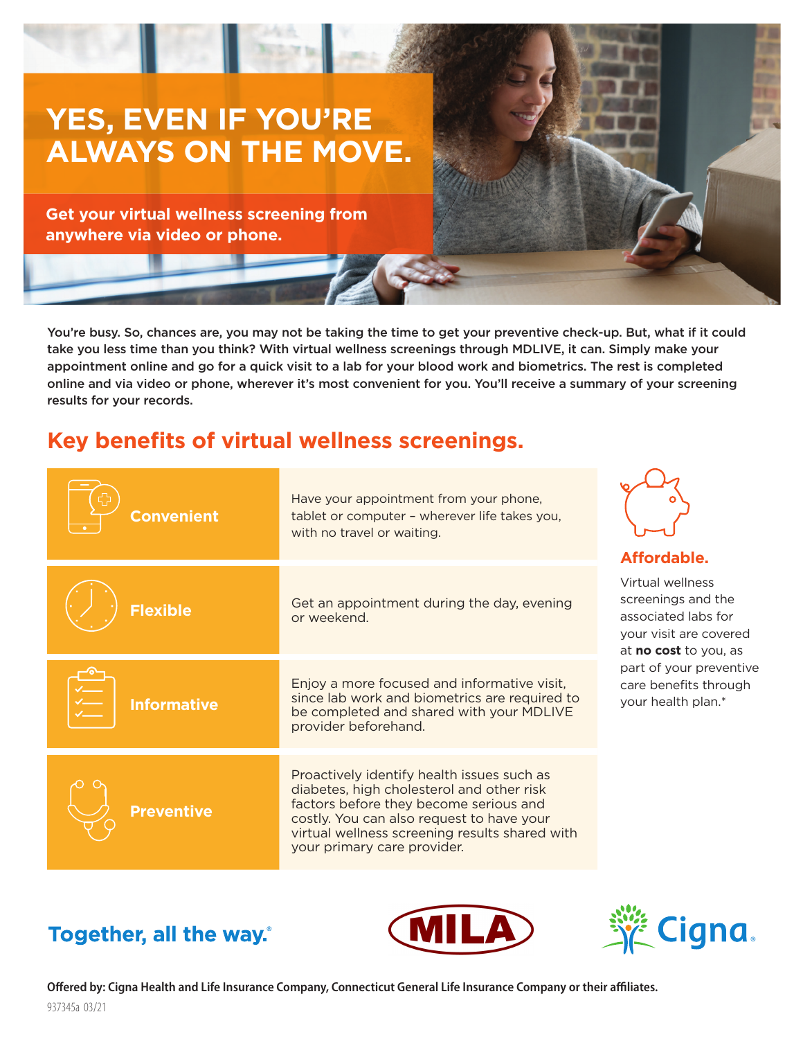# YES, EVEN IF YOU'RE ALWAYS ON THE MOVE.

**Get your virtual wellness screening from anywhere via video or phone.**

You're busy. So, chances are, you may not be taking the time to get your preventive check-up. But, what if it could take you less time than you think? With virtual wellness screenings through MDLIVE, it can. Simply make your appointment online and go for a quick visit to a lab for your blood work and biometrics. The rest is completed online and via video or phone, wherever it's most convenient for you. You'll receive a summary of your screening results for your records.

## Key benefits of virtual wellness screenings.

| | |
|---|---|
| **Convenient** | Have your appointment from your phone, tablet or computer – wherever life takes you, with no travel or waiting. |
| **Flexible** | Get an appointment during the day, evening or weekend. |
| **Informative** | Enjoy a more focused and informative visit, since lab work and biometrics are required to be completed and shared with your MDLIVE provider beforehand. |
| **Preventive** | Proactively identify health issues such as diabetes, high cholesterol and other risk factors before they become serious and costly. You can also request to have your virtual wellness screening results shared with your primary care provider. |

### Affordable.

Virtual wellness screenings and the associated labs for your visit are covered at **no cost** to you, as part of your preventive care benefits through your health plan.*

Together, all the way.®

MILA

Cigna.

**Offered by: Cigna Health and Life Insurance Company, Connecticut General Life Insurance Company or their affiliates.**

937345a 03/21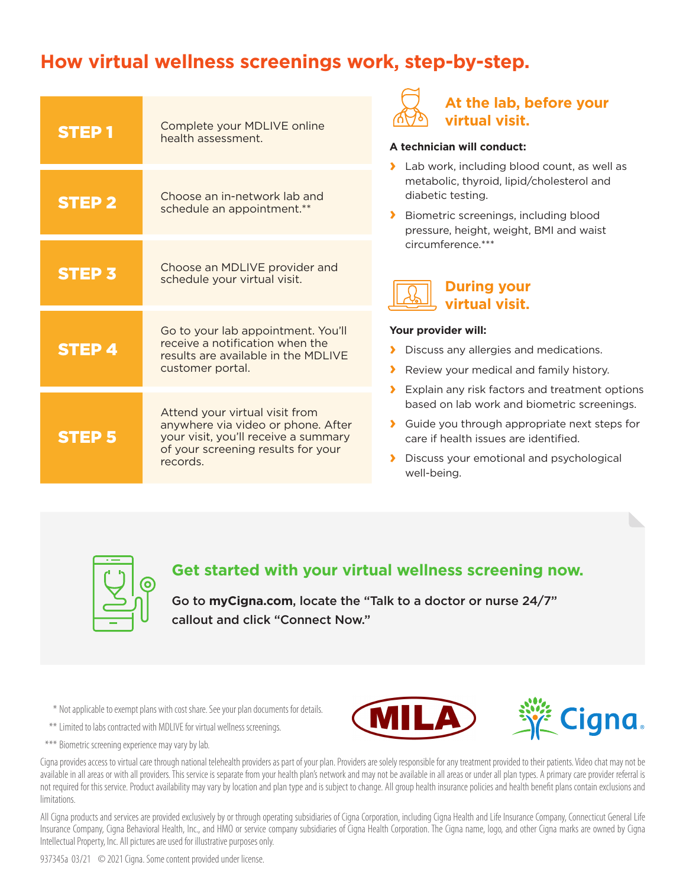# How virtual wellness screenings work, step-by-step.

| | |
|---|---|
| **STEP 1** | Complete your MDLIVE online health assessment. |
| **STEP 2** | Choose an in-network lab and schedule an appointment.** |
| **STEP 3** | Choose an MDLIVE provider and schedule your virtual visit. |
| **STEP 4** | Go to your lab appointment. You'll receive a notification when the results are available in the MDLIVE customer portal. |
| **STEP 5** | Attend your virtual visit from anywhere via video or phone. After your visit, you'll receive a summary of your screening results for your records. |

## At the lab, before your virtual visit.

**A technician will conduct:**

- Lab work, including blood count, as well as metabolic, thyroid, lipid/cholesterol and diabetic testing.
- Biometric screenings, including blood pressure, height, weight, BMI and waist circumference.***

## During your virtual visit.

**Your provider will:**

- Discuss any allergies and medications.
- Review your medical and family history.
- Explain any risk factors and treatment options based on lab work and biometric screenings.
- Guide you through appropriate next steps for care if health issues are identified.
- Discuss your emotional and psychological well-being.

## Get started with your virtual wellness screening now.

**Go to myCigna.com, locate the "Talk to a doctor or nurse 24/7" callout and click "Connect Now."**

\* Not applicable to exempt plans with cost share. See your plan documents for details.

** Limited to labs contracted with MDLIVE for virtual wellness screenings.

*** Biometric screening experience may vary by lab.

MILA

Cigna

Cigna provides access to virtual care through national telehealth providers as part of your plan. Providers are solely responsible for any treatment provided to their patients. Video chat may not be available in all areas or with all providers. This service is separate from your health plan's network and may not be available in all areas or under all plan types. A primary care provider referral is not required for this service. Product availability may vary by location and plan type and is subject to change. All group health insurance policies and health benefit plans contain exclusions and limitations.

All Cigna products and services are provided exclusively by or through operating subsidiaries of Cigna Corporation, including Cigna Health and Life Insurance Company, Connecticut General Life Insurance Company, Cigna Behavioral Health, Inc., and HMO or service company subsidiaries of Cigna Health Corporation. The Cigna name, logo, and other Cigna marks are owned by Cigna Intellectual Property, Inc. All pictures are used for illustrative purposes only.

937345a 03/21 © 2021 Cigna. Some content provided under license.